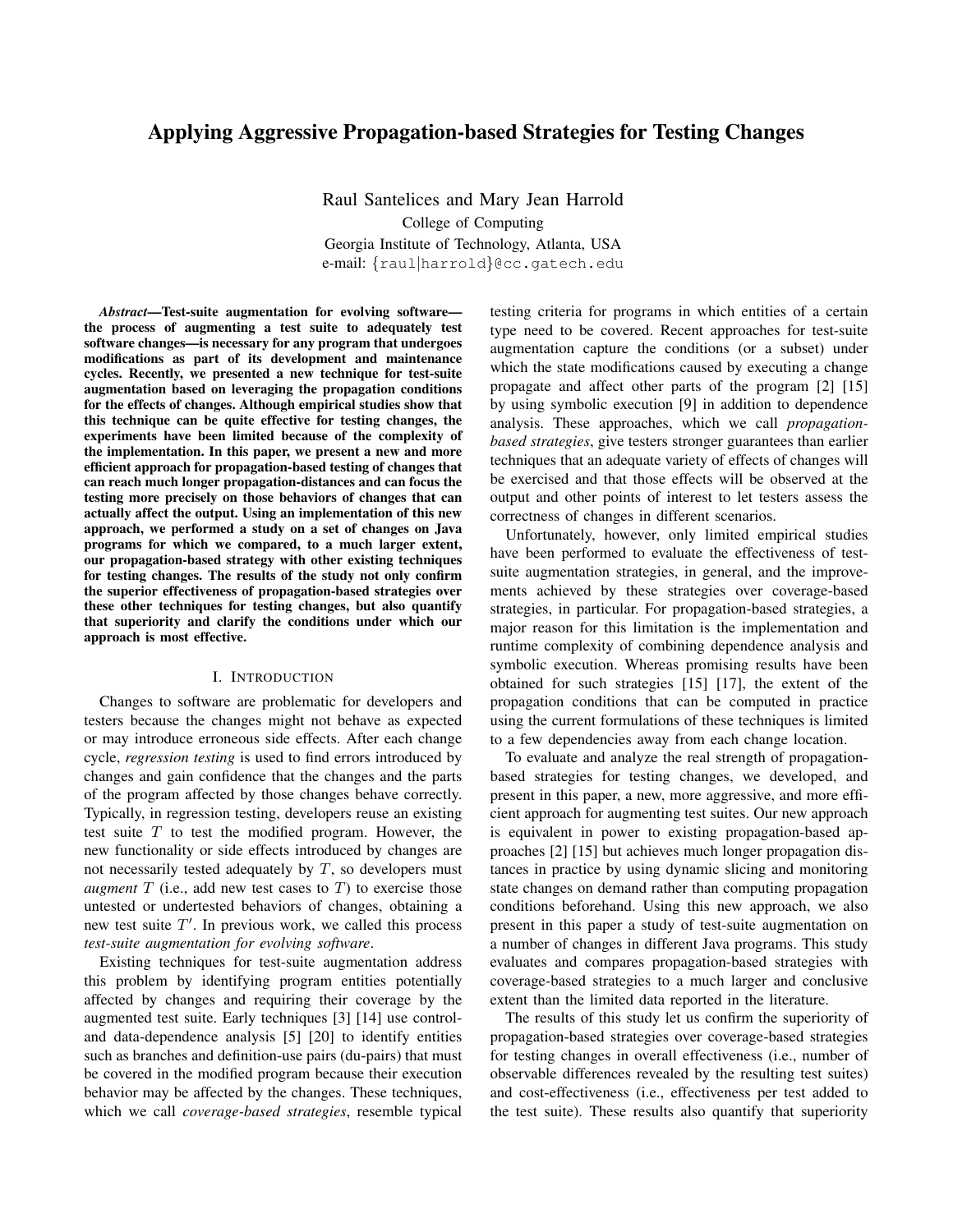# Applying Aggressive Propagation-based Strategies for Testing Changes

Raul Santelices and Mary Jean Harrold
College of Computing
Georgia Institute of Technology, Atlanta, USA
e-mail: {raul|harrold}@cc.gatech.edu

***Abstract*—Test-suite augmentation for evolving software—the process of augmenting a test suite to adequately test software changes—is necessary for any program that undergoes modifications as part of its development and maintenance cycles. Recently, we presented a new technique for test-suite augmentation based on leveraging the propagation conditions for the effects of changes. Although empirical studies show that this technique can be quite effective for testing changes, the experiments have been limited because of the complexity of the implementation. In this paper, we present a new and more efficient approach for propagation-based testing of changes that can reach much longer propagation-distances and can focus the testing more precisely on those behaviors of changes that can actually affect the output. Using an implementation of this new approach, we performed a study on a set of changes on Java programs for which we compared, to a much larger extent, our propagation-based strategy with other existing techniques for testing changes. The results of the study not only confirm the superior effectiveness of propagation-based strategies over these other techniques for testing changes, but also quantify that superiority and clarify the conditions under which our approach is most effective.**

## I. Introduction

Changes to software are problematic for developers and testers because the changes might not behave as expected or may introduce erroneous side effects. After each change cycle, *regression testing* is used to find errors introduced by changes and gain confidence that the changes and the parts of the program affected by those changes behave correctly. Typically, in regression testing, developers reuse an existing test suite $T$ to test the modified program. However, the new functionality or side effects introduced by changes are not necessarily tested adequately by $T$, so developers must *augment* $T$ (i.e., add new test cases to $T$) to exercise those untested or undertested behaviors of changes, obtaining a new test suite $T'$. In previous work, we called this process *test-suite augmentation for evolving software*.

Existing techniques for test-suite augmentation address this problem by identifying program entities potentially affected by changes and requiring their coverage by the augmented test suite. Early techniques [3] [14] use control- and data-dependence analysis [5] [20] to identify entities such as branches and definition-use pairs (du-pairs) that must be covered in the modified program because their execution behavior may be affected by the changes. These techniques, which we call *coverage-based strategies*, resemble typical testing criteria for programs in which entities of a certain type need to be covered. Recent approaches for test-suite augmentation capture the conditions (or a subset) under which the state modifications caused by executing a change propagate and affect other parts of the program [2] [15] by using symbolic execution [9] in addition to dependence analysis. These approaches, which we call *propagation-based strategies*, give testers stronger guarantees than earlier techniques that an adequate variety of effects of changes will be exercised and that those effects will be observed at the output and other points of interest to let testers assess the correctness of changes in different scenarios.

Unfortunately, however, only limited empirical studies have been performed to evaluate the effectiveness of test-suite augmentation strategies, in general, and the improvements achieved by these strategies over coverage-based strategies, in particular. For propagation-based strategies, a major reason for this limitation is the implementation and runtime complexity of combining dependence analysis and symbolic execution. Whereas promising results have been obtained for such strategies [15] [17], the extent of the propagation conditions that can be computed in practice using the current formulations of these techniques is limited to a few dependencies away from each change location.

To evaluate and analyze the real strength of propagation-based strategies for testing changes, we developed, and present in this paper, a new, more aggressive, and more efficient approach for augmenting test suites. Our new approach is equivalent in power to existing propagation-based approaches [2] [15] but achieves much longer propagation distances in practice by using dynamic slicing and monitoring state changes on demand rather than computing propagation conditions beforehand. Using this new approach, we also present in this paper a study of test-suite augmentation on a number of changes in different Java programs. This study evaluates and compares propagation-based strategies with coverage-based strategies to a much larger and conclusive extent than the limited data reported in the literature.

The results of this study let us confirm the superiority of propagation-based strategies over coverage-based strategies for testing changes in overall effectiveness (i.e., number of observable differences revealed by the resulting test suites) and cost-effectiveness (i.e., effectiveness per test added to the test suite). These results also quantify that superiority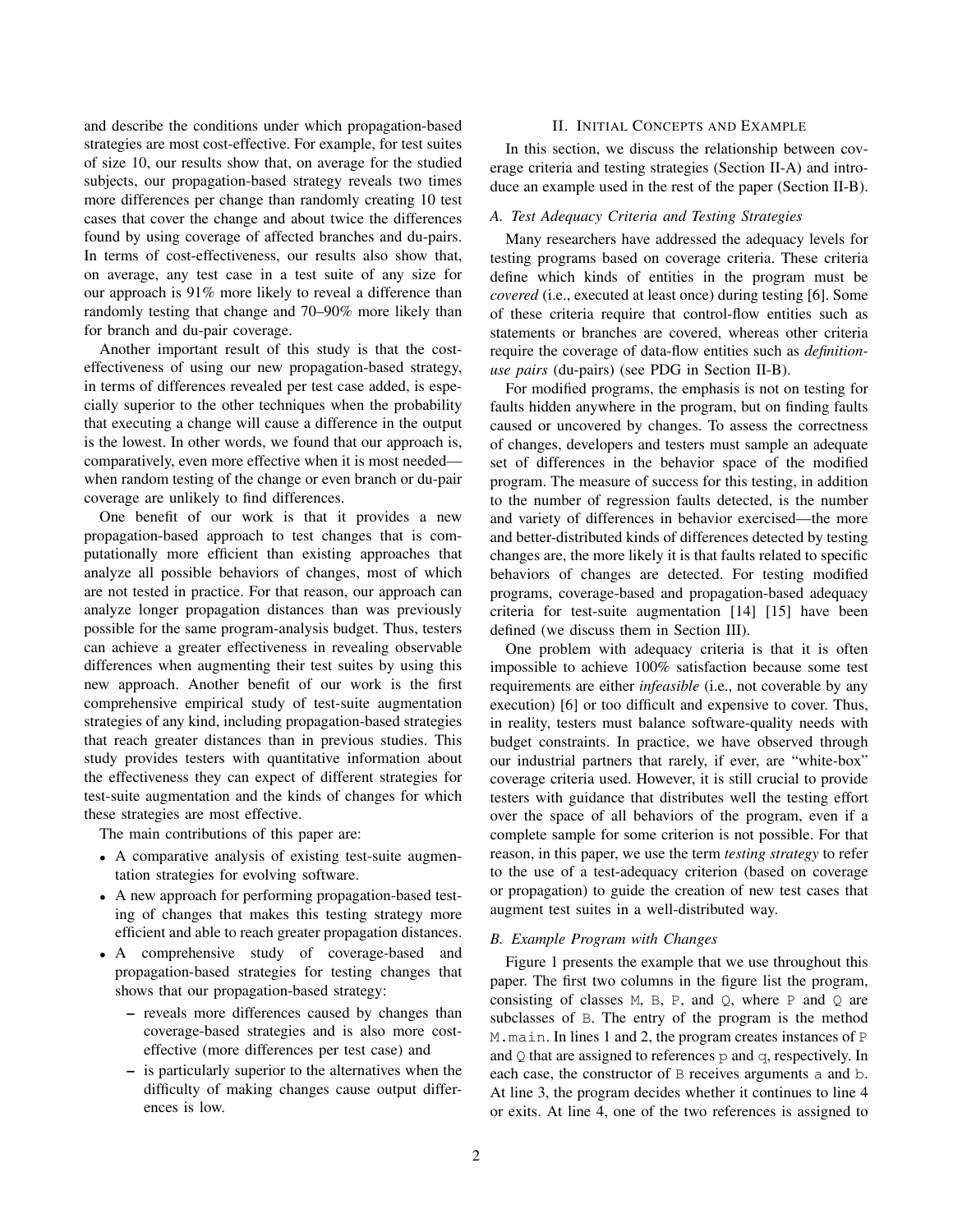and describe the conditions under which propagation-based strategies are most cost-effective. For example, for test suites of size 10, our results show that, on average for the studied subjects, our propagation-based strategy reveals two times more differences per change than randomly creating 10 test cases that cover the change and about twice the differences found by using coverage of affected branches and du-pairs. In terms of cost-effectiveness, our results also show that, on average, any test case in a test suite of any size for our approach is 91% more likely to reveal a difference than randomly testing that change and 70–90% more likely than for branch and du-pair coverage.

Another important result of this study is that the cost-effectiveness of using our new propagation-based strategy, in terms of differences revealed per test case added, is especially superior to the other techniques when the probability that executing a change will cause a difference in the output is the lowest. In other words, we found that our approach is, comparatively, even more effective when it is most needed—when random testing of the change or even branch or du-pair coverage are unlikely to find differences.

One benefit of our work is that it provides a new propagation-based approach to test changes that is computationally more efficient than existing approaches that analyze all possible behaviors of changes, most of which are not tested in practice. For that reason, our approach can analyze longer propagation distances than was previously possible for the same program-analysis budget. Thus, testers can achieve a greater effectiveness in revealing observable differences when augmenting their test suites by using this new approach. Another benefit of our work is the first comprehensive empirical study of test-suite augmentation strategies of any kind, including propagation-based strategies that reach greater distances than in previous studies. This study provides testers with quantitative information about the effectiveness they can expect of different strategies for test-suite augmentation and the kinds of changes for which these strategies are most effective.

The main contributions of this paper are:

- A comparative analysis of existing test-suite augmentation strategies for evolving software.
- A new approach for performing propagation-based testing of changes that makes this testing strategy more efficient and able to reach greater propagation distances.
- A comprehensive study of coverage-based and propagation-based strategies for testing changes that shows that our propagation-based strategy:
  - reveals more differences caused by changes than coverage-based strategies and is also more cost-effective (more differences per test case) and
  - is particularly superior to the alternatives when the difficulty of making changes cause output differences is low.

## II. Initial Concepts and Example

In this section, we discuss the relationship between coverage criteria and testing strategies (Section II-A) and introduce an example used in the rest of the paper (Section II-B).

### A. Test Adequacy Criteria and Testing Strategies

Many researchers have addressed the adequacy levels for testing programs based on coverage criteria. These criteria define which kinds of entities in the program must be *covered* (i.e., executed at least once) during testing [6]. Some of these criteria require that control-flow entities such as statements or branches are covered, whereas other criteria require the coverage of data-flow entities such as *definition-use pairs* (du-pairs) (see PDG in Section II-B).

For modified programs, the emphasis is not on testing for faults hidden anywhere in the program, but on finding faults caused or uncovered by changes. To assess the correctness of changes, developers and testers must sample an adequate set of differences in the behavior space of the modified program. The measure of success for this testing, in addition to the number of regression faults detected, is the number and variety of differences in behavior exercised—the more and better-distributed kinds of differences detected by testing changes are, the more likely it is that faults related to specific behaviors of changes are detected. For testing modified programs, coverage-based and propagation-based adequacy criteria for test-suite augmentation [14] [15] have been defined (we discuss them in Section III).

One problem with adequacy criteria is that it is often impossible to achieve 100% satisfaction because some test requirements are either *infeasible* (i.e., not coverable by any execution) [6] or too difficult and expensive to cover. Thus, in reality, testers must balance software-quality needs with budget constraints. In practice, we have observed through our industrial partners that rarely, if ever, are "white-box" coverage criteria used. However, it is still crucial to provide testers with guidance that distributes well the testing effort over the space of all behaviors of the program, even if a complete sample for some criterion is not possible. For that reason, in this paper, we use the term *testing strategy* to refer to the use of a test-adequacy criterion (based on coverage or propagation) to guide the creation of new test cases that augment test suites in a well-distributed way.

### B. Example Program with Changes

Figure 1 presents the example that we use throughout this paper. The first two columns in the figure list the program, consisting of classes `M`, `B`, `P`, and `Q`, where `P` and `Q` are subclasses of `B`. The entry of the program is the method `M.main`. In lines 1 and 2, the program creates instances of `P` and `Q` that are assigned to references `p` and `q`, respectively. In each case, the constructor of `B` receives arguments `a` and `b`. At line 3, the program decides whether it continues to line 4 or exits. At line 4, one of the two references is assigned to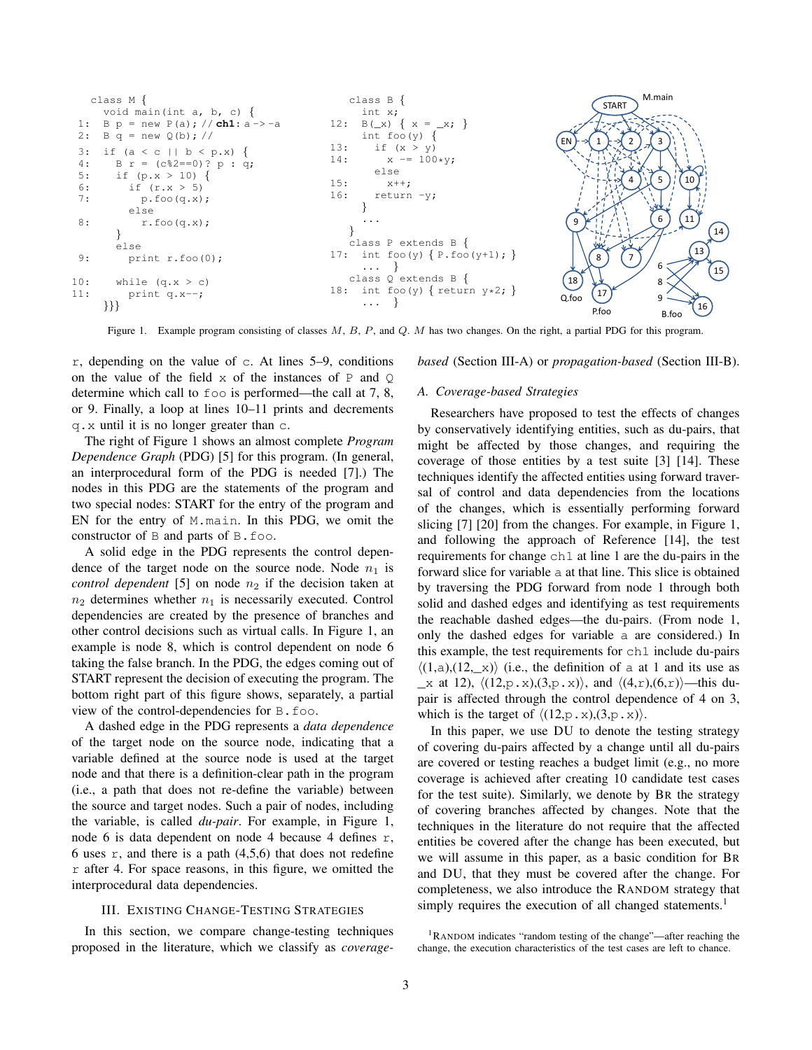```
   class M {
     void main(int a, b, c) {
1:   B p = new P(a); // ch1: a -> -a
2:   B q = new Q(b); //
3:   if (a < c || b < p.x) {
4:     B r = (c%2==0)? p : q;
5:     if (p.x > 10) {
6:       if (r.x > 5)
7:         p.foo(q.x);
         else
8:         r.foo(q.x);
       }
       else
9:       print r.foo(0);

10:    while (q.x > c)
11:      print q.x--;
   }}}
```

```
    class B {
      int x;
12:   B(_x) { x = _x; }
      int foo(y) {
13:     if (x > y)
14:       x -= 100*y;
        else
15:       x++;
16:     return -y;
      }
      ...
    }
    class P extends B {
17:   int foo(y) { P.foo(y+1); }
      ...  }
    class Q extends B {
18:   int foo(y) { return y*2; }
      ...  }
```

Figure 1. Example program consisting of classes $M$, $B$, $P$, and $Q$. $M$ has two changes. On the right, a partial PDG for this program.

r, depending on the value of c. At lines 5–9, conditions on the value of the field x of the instances of P and Q determine which call to foo is performed—the call at 7, 8, or 9. Finally, a loop at lines 10–11 prints and decrements q.x until it is no longer greater than c.

The right of Figure 1 shows an almost complete *Program Dependence Graph* (PDG) [5] for this program. (In general, an interprocedural form of the PDG is needed [7].) The nodes in this PDG are the statements of the program and two special nodes: START for the entry of the program and EN for the entry of M.main. In this PDG, we omit the constructor of B and parts of B.foo.

A solid edge in the PDG represents the control dependence of the target node on the source node. Node $n_1$ is *control dependent* [5] on node $n_2$ if the decision taken at $n_2$ determines whether $n_1$ is necessarily executed. Control dependencies are created by the presence of branches and other control decisions such as virtual calls. In Figure 1, an example is node 8, which is control dependent on node 6 taking the false branch. In the PDG, the edges coming out of START represent the decision of executing the program. The bottom right part of this figure shows, separately, a partial view of the control-dependencies for B.foo.

A dashed edge in the PDG represents a *data dependence* of the target node on the source node, indicating that a variable defined at the source node is used at the target node and that there is a definition-clear path in the program (i.e., a path that does not re-define the variable) between the source and target nodes. Such a pair of nodes, including the variable, is called *du-pair*. For example, in Figure 1, node 6 is data dependent on node 4 because 4 defines r, 6 uses r, and there is a path (4,5,6) that does not redefine r after 4. For space reasons, in this figure, we omitted the interprocedural data dependencies.

## III. Existing Change-Testing Strategies

In this section, we compare change-testing techniques proposed in the literature, which we classify as *coverage-based* (Section III-A) or *propagation-based* (Section III-B).

### A. Coverage-based Strategies

Researchers have proposed to test the effects of changes by conservatively identifying entities, such as du-pairs, that might be affected by those changes, and requiring the coverage of those entities by a test suite [3] [14]. These techniques identify the affected entities using forward traversal of control and data dependencies from the locations of the changes, which is essentially performing forward slicing [7] [20] from the changes. For example, in Figure 1, and following the approach of Reference [14], the test requirements for change ch1 at line 1 are the du-pairs in the forward slice for variable a at that line. This slice is obtained by traversing the PDG forward from node 1 through both solid and dashed edges and identifying as test requirements the reachable dashed edges—the du-pairs. (From node 1, only the dashed edges for variable a are considered.) In this example, the test requirements for ch1 include du-pairs ⟨(1,a),(12,_x)⟩ (i.e., the definition of a at 1 and its use as _x at 12), ⟨(12,p.x),(3,p.x)⟩, and ⟨(4,r),(6,r)⟩—this du-pair is affected through the control dependence of 4 on 3, which is the target of ⟨(12,p.x),(3,p.x)⟩.

In this paper, we use DU to denote the testing strategy of covering du-pairs affected by a change until all du-pairs are covered or testing reaches a budget limit (e.g., no more coverage is achieved after creating 10 candidate test cases for the test suite). Similarly, we denote by BR the strategy of covering branches affected by changes. Note that the techniques in the literature do not require that the affected entities be covered after the change has been executed, but we will assume in this paper, as a basic condition for BR and DU, that they must be covered after the change. For completeness, we also introduce the RANDOM strategy that simply requires the execution of all changed statements.[1]

[1] RANDOM indicates "random testing of the change"—after reaching the change, the execution characteristics of the test cases are left to chance.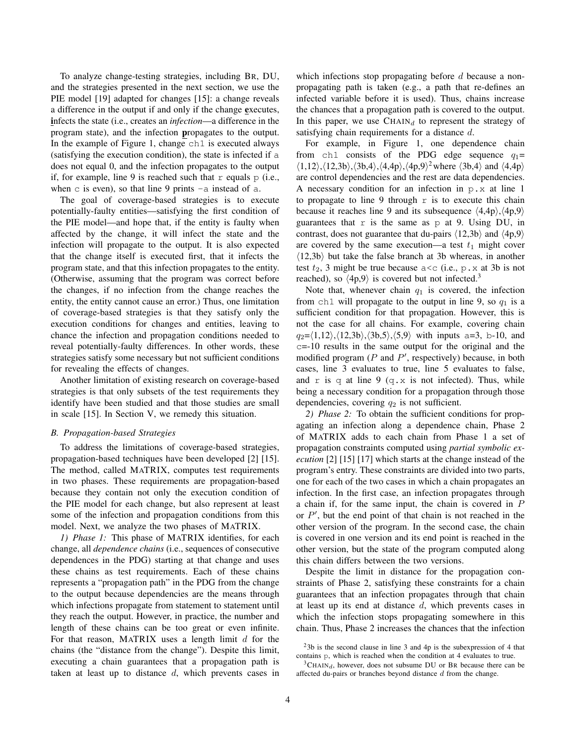To analyze change-testing strategies, including BR, DU, and the strategies presented in the next section, we use the PIE model [19] adapted for changes [15]: a change reveals a difference in the output if and only if the change **e**xecutes, **i**nfects the state (i.e., creates an *infection*—a difference in the program state), and the infection **p**ropagates to the output. In the example of Figure 1, change `ch1` is executed always (satisfying the execution condition), the state is infected if `a` does not equal 0, and the infection propagates to the output if, for example, line 9 is reached such that `r` equals `p` (i.e., when `c` is even), so that line 9 prints `-a` instead of `a`.

The goal of coverage-based strategies is to execute potentially-faulty entities—satisfying the first condition of the PIE model—and hope that, if the entity is faulty when affected by the change, it will infect the state and the infection will propagate to the output. It is also expected that the change itself is executed first, that it infects the program state, and that this infection propagates to the entity. (Otherwise, assuming that the program was correct before the changes, if no infection from the change reaches the entity, the entity cannot cause an error.) Thus, one limitation of coverage-based strategies is that they satisfy only the execution conditions for changes and entities, leaving to chance the infection and propagation conditions needed to reveal potentially-faulty differences. In other words, these strategies satisfy some necessary but not sufficient conditions for revealing the effects of changes.

Another limitation of existing research on coverage-based strategies is that only subsets of the test requirements they identify have been studied and that those studies are small in scale [15]. In Section V, we remedy this situation.

### B. Propagation-based Strategies

To address the limitations of coverage-based strategies, propagation-based techniques have been developed [2] [15]. The method, called MATRIX, computes test requirements in two phases. These requirements are propagation-based because they contain not only the execution condition of the PIE model for each change, but also represent at least some of the infection and propagation conditions from this model. Next, we analyze the two phases of MATRIX.

*1) Phase 1:* This phase of MATRIX identifies, for each change, all *dependence chains* (i.e., sequences of consecutive dependences in the PDG) starting at that change and uses these chains as test requirements. Each of these chains represents a "propagation path" in the PDG from the change to the output because dependencies are the means through which infections propagate from statement to statement until they reach the output. However, in practice, the number and length of these chains can be too great or even infinite. For that reason, MATRIX uses a length limit $d$ for the chains (the "distance from the change"). Despite this limit, executing a chain guarantees that a propagation path is taken at least up to distance $d$, which prevents cases in which infections stop propagating before $d$ because a non-propagating path is taken (e.g., a path that re-defines an infected variable before it is used). Thus, chains increase the chances that a propagation path is covered to the output. In this paper, we use $\text{CHAIN}_d$ to represent the strategy of satisfying chain requirements for a distance $d$.

For example, in Figure 1, one dependence chain from `ch1` consists of the PDG edge sequence $q_1$= ⟨1,12⟩,⟨12,3b⟩,⟨3b,4⟩,⟨4,4p⟩,⟨4p,9⟩[2] where ⟨3b,4⟩ and ⟨4,4p⟩ are control dependencies and the rest are data dependencies. A necessary condition for an infection in `p.x` at line 1 to propagate to line 9 through `r` is to execute this chain because it reaches line 9 and its subsequence ⟨4,4p⟩,⟨4p,9⟩ guarantees that `r` is the same as `p` at 9. Using DU, in contrast, does not guarantee that du-pairs ⟨12,3b⟩ and ⟨4p,9⟩ are covered by the same execution—a test $t_1$ might cover ⟨12,3b⟩ but take the false branch at 3b whereas, in another test $t_2$, 3 might be true because `a<c` (i.e., `p.x` at 3b is not reached), so ⟨4p,9⟩ is covered but not infected.[3]

Note that, whenever chain $q_1$ is covered, the infection from `ch1` will propagate to the output in line 9, so $q_1$ is a sufficient condition for that propagation. However, this is not the case for all chains. For example, covering chain $q_2$=⟨1,12⟩,⟨12,3b⟩,⟨3b,5⟩,⟨5,9⟩ with inputs `a=3`, `b-10`, and `c=-10` results in the same output for the original and the modified program ($P$ and $P'$, respectively) because, in both cases, line 3 evaluates to true, line 5 evaluates to false, and `r` is `q` at line 9 (`q.x` is not infected). Thus, while being a necessary condition for a propagation through those dependencies, covering $q_2$ is not sufficient.

*2) Phase 2:* To obtain the sufficient conditions for propagating an infection along a dependence chain, Phase 2 of MATRIX adds to each chain from Phase 1 a set of propagation constraints computed using *partial symbolic execution* [2] [15] [17] which starts at the change instead of the program's entry. These constraints are divided into two parts, one for each of the two cases in which a chain propagates an infection. In the first case, an infection propagates through a chain if, for the same input, the chain is covered in $P$ or $P'$, but the end point of that chain is not reached in the other version of the program. In the second case, the chain is covered in one version and its end point is reached in the other version, but the state of the program computed along this chain differs between the two versions.

Despite the limit in distance for the propagation constraints of Phase 2, satisfying these constraints for a chain guarantees that an infection propagates through that chain at least up its end at distance $d$, which prevents cases in which the infection stops propagating somewhere in this chain. Thus, Phase 2 increases the chances that the infection

[2] 3b is the second clause in line 3 and 4p is the subexpression of 4 that contains `p`, which is reached when the condition at 4 evaluates to true.

[3] $\text{CHAIN}_d$, however, does not subsume DU or BR because there can be affected du-pairs or branches beyond distance $d$ from the change.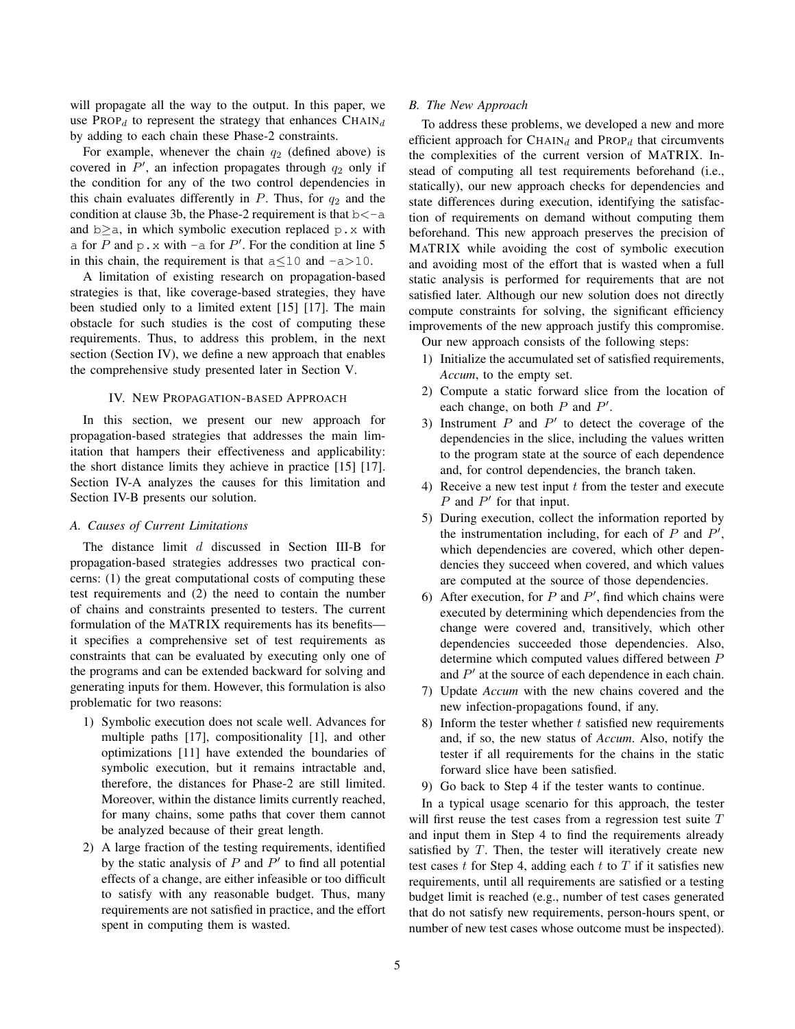will propagate all the way to the output. In this paper, we use $\text{PROP}_d$ to represent the strategy that enhances $\text{CHAIN}_d$ by adding to each chain these Phase-2 constraints.

For example, whenever the chain $q_2$ (defined above) is covered in $P'$, an infection propagates through $q_2$ only if the condition for any of the two control dependencies in this chain evaluates differently in $P$. Thus, for $q_2$ and the condition at clause 3b, the Phase-2 requirement is that `b<-a` and `b≥a`, in which symbolic execution replaced `p.x` with `a` for $P$ and `p.x` with `-a` for $P'$. For the condition at line 5 in this chain, the requirement is that `a≤10` and `-a>10`.

A limitation of existing research on propagation-based strategies is that, like coverage-based strategies, they have been studied only to a limited extent [15] [17]. The main obstacle for such studies is the cost of computing these requirements. Thus, to address this problem, in the next section (Section IV), we define a new approach that enables the comprehensive study presented later in Section V.

## IV. New Propagation-based Approach

In this section, we present our new approach for propagation-based strategies that addresses the main limitation that hampers their effectiveness and applicability: the short distance limits they achieve in practice [15] [17]. Section IV-A analyzes the causes for this limitation and Section IV-B presents our solution.

### A. Causes of Current Limitations

The distance limit $d$ discussed in Section III-B for propagation-based strategies addresses two practical concerns: (1) the great computational costs of computing these test requirements and (2) the need to contain the number of chains and constraints presented to testers. The current formulation of the MATRIX requirements has its benefits—it specifies a comprehensive set of test requirements as constraints that can be evaluated by executing only one of the programs and can be extended backward for solving and generating inputs for them. However, this formulation is also problematic for two reasons:

1) Symbolic execution does not scale well. Advances for multiple paths [17], compositionality [1], and other optimizations [11] have extended the boundaries of symbolic execution, but it remains intractable and, therefore, the distances for Phase-2 are still limited. Moreover, within the distance limits currently reached, for many chains, some paths that cover them cannot be analyzed because of their great length.
2) A large fraction of the testing requirements, identified by the static analysis of $P$ and $P'$ to find all potential effects of a change, are either infeasible or too difficult to satisfy with any reasonable budget. Thus, many requirements are not satisfied in practice, and the effort spent in computing them is wasted.

### B. The New Approach

To address these problems, we developed a new and more efficient approach for $\text{CHAIN}_d$ and $\text{PROP}_d$ that circumvents the complexities of the current version of MATRIX. Instead of computing all test requirements beforehand (i.e., statically), our new approach checks for dependencies and state differences during execution, identifying the satisfaction of requirements on demand without computing them beforehand. This new approach preserves the precision of MATRIX while avoiding the cost of symbolic execution and avoiding most of the effort that is wasted when a full static analysis is performed for requirements that are not satisfied later. Although our new solution does not directly compute constraints for solving, the significant efficiency improvements of the new approach justify this compromise.

Our new approach consists of the following steps:

1) Initialize the accumulated set of satisfied requirements, *Accum*, to the empty set.
2) Compute a static forward slice from the location of each change, on both $P$ and $P'$.
3) Instrument $P$ and $P'$ to detect the coverage of the dependencies in the slice, including the values written to the program state at the source of each dependence and, for control dependencies, the branch taken.
4) Receive a new test input $t$ from the tester and execute $P$ and $P'$ for that input.
5) During execution, collect the information reported by the instrumentation including, for each of $P$ and $P'$, which dependencies are covered, which other dependencies they succeed when covered, and which values are computed at the source of those dependencies.
6) After execution, for $P$ and $P'$, find which chains were executed by determining which dependencies from the change were covered and, transitively, which other dependencies succeeded those dependencies. Also, determine which computed values differed between $P$ and $P'$ at the source of each dependence in each chain.
7) Update *Accum* with the new chains covered and the new infection-propagations found, if any.
8) Inform the tester whether $t$ satisfied new requirements and, if so, the new status of *Accum*. Also, notify the tester if all requirements for the chains in the static forward slice have been satisfied.
9) Go back to Step 4 if the tester wants to continue.

In a typical usage scenario for this approach, the tester will first reuse the test cases from a regression test suite $T$ and input them in Step 4 to find the requirements already satisfied by $T$. Then, the tester will iteratively create new test cases $t$ for Step 4, adding each $t$ to $T$ if it satisfies new requirements, until all requirements are satisfied or a testing budget limit is reached (e.g., number of test cases generated that do not satisfy new requirements, person-hours spent, or number of new test cases whose outcome must be inspected).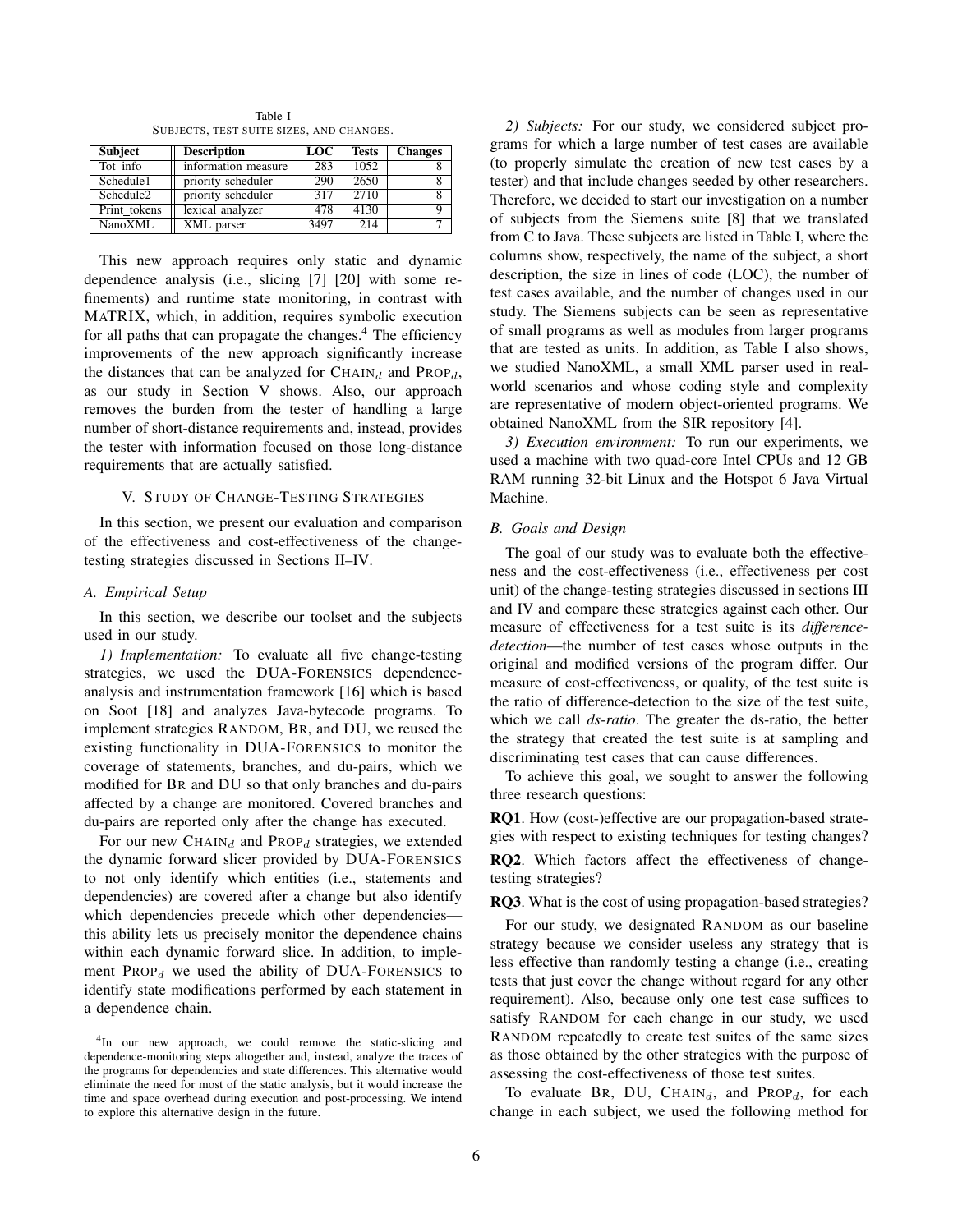Table I
SUBJECTS, TEST SUITE SIZES, AND CHANGES.

| Subject | Description | LOC | Tests | Changes |
|---|---|---|---|---|
| Tot_info | information measure | 283 | 1052 | 8 |
| Schedule1 | priority scheduler | 290 | 2650 | 8 |
| Schedule2 | priority scheduler | 317 | 2710 | 8 |
| Print_tokens | lexical analyzer | 478 | 4130 | 9 |
| NanoXML | XML parser | 3497 | 214 | 7 |

This new approach requires only static and dynamic dependence analysis (i.e., slicing [7] [20] with some refinements) and runtime state monitoring, in contrast with MATRIX, which, in addition, requires symbolic execution for all paths that can propagate the changes.[4] The efficiency improvements of the new approach significantly increase the distances that can be analyzed for $\text{CHAIN}_d$ and $\text{PROP}_d$, as our study in Section V shows. Also, our approach removes the burden from the tester of handling a large number of short-distance requirements and, instead, provides the tester with information focused on those long-distance requirements that are actually satisfied.

## V. STUDY OF CHANGE-TESTING STRATEGIES

In this section, we present our evaluation and comparison of the effectiveness and cost-effectiveness of the change-testing strategies discussed in Sections II–IV.

### A. Empirical Setup

In this section, we describe our toolset and the subjects used in our study.

*1) Implementation:* To evaluate all five change-testing strategies, we used the DUA-FORENSICS dependence-analysis and instrumentation framework [16] which is based on Soot [18] and analyzes Java-bytecode programs. To implement strategies RANDOM, BR, and DU, we reused the existing functionality in DUA-FORENSICS to monitor the coverage of statements, branches, and du-pairs, which we modified for BR and DU so that only branches and du-pairs affected by a change are monitored. Covered branches and du-pairs are reported only after the change has executed.

For our new $\text{CHAIN}_d$ and $\text{PROP}_d$ strategies, we extended the dynamic forward slicer provided by DUA-FORENSICS to not only identify which entities (i.e., statements and dependencies) are covered after a change but also identify which dependencies precede which other dependencies—this ability lets us precisely monitor the dependence chains within each dynamic forward slice. In addition, to implement $\text{PROP}_d$ we used the ability of DUA-FORENSICS to identify state modifications performed by each statement in a dependence chain.

[4] In our new approach, we could remove the static-slicing and dependence-monitoring steps altogether and, instead, analyze the traces of the programs for dependencies and state differences. This alternative would eliminate the need for most of the static analysis, but it would increase the time and space overhead during execution and post-processing. We intend to explore this alternative design in the future.

*2) Subjects:* For our study, we considered subject programs for which a large number of test cases are available (to properly simulate the creation of new test cases by a tester) and that include changes seeded by other researchers. Therefore, we decided to start our investigation on a number of subjects from the Siemens suite [8] that we translated from C to Java. These subjects are listed in Table I, where the columns show, respectively, the name of the subject, a short description, the size in lines of code (LOC), the number of test cases available, and the number of changes used in our study. The Siemens subjects can be seen as representative of small programs as well as modules from larger programs that are tested as units. In addition, as Table I also shows, we studied NanoXML, a small XML parser used in real-world scenarios and whose coding style and complexity are representative of modern object-oriented programs. We obtained NanoXML from the SIR repository [4].

*3) Execution environment:* To run our experiments, we used a machine with two quad-core Intel CPUs and 12 GB RAM running 32-bit Linux and the Hotspot 6 Java Virtual Machine.

### B. Goals and Design

The goal of our study was to evaluate both the effectiveness and the cost-effectiveness (i.e., effectiveness per cost unit) of the change-testing strategies discussed in sections III and IV and compare these strategies against each other. Our measure of effectiveness for a test suite is its *difference-detection*—the number of test cases whose outputs in the original and modified versions of the program differ. Our measure of cost-effectiveness, or quality, of the test suite is the ratio of difference-detection to the size of the test suite, which we call *ds-ratio*. The greater the ds-ratio, the better the strategy that created the test suite is at sampling and discriminating test cases that can cause differences.

To achieve this goal, we sought to answer the following three research questions:

**RQ1**. How (cost-)effective are our propagation-based strategies with respect to existing techniques for testing changes?

**RQ2**. Which factors affect the effectiveness of change-testing strategies?

**RQ3**. What is the cost of using propagation-based strategies?

For our study, we designated RANDOM as our baseline strategy because we consider useless any strategy that is less effective than randomly testing a change (i.e., creating tests that just cover the change without regard for any other requirement). Also, because only one test case suffices to satisfy RANDOM for each change in our study, we used RANDOM repeatedly to create test suites of the same sizes as those obtained by the other strategies with the purpose of assessing the cost-effectiveness of those test suites.

To evaluate BR, DU, $\text{CHAIN}_d$, and $\text{PROP}_d$, for each change in each subject, we used the following method for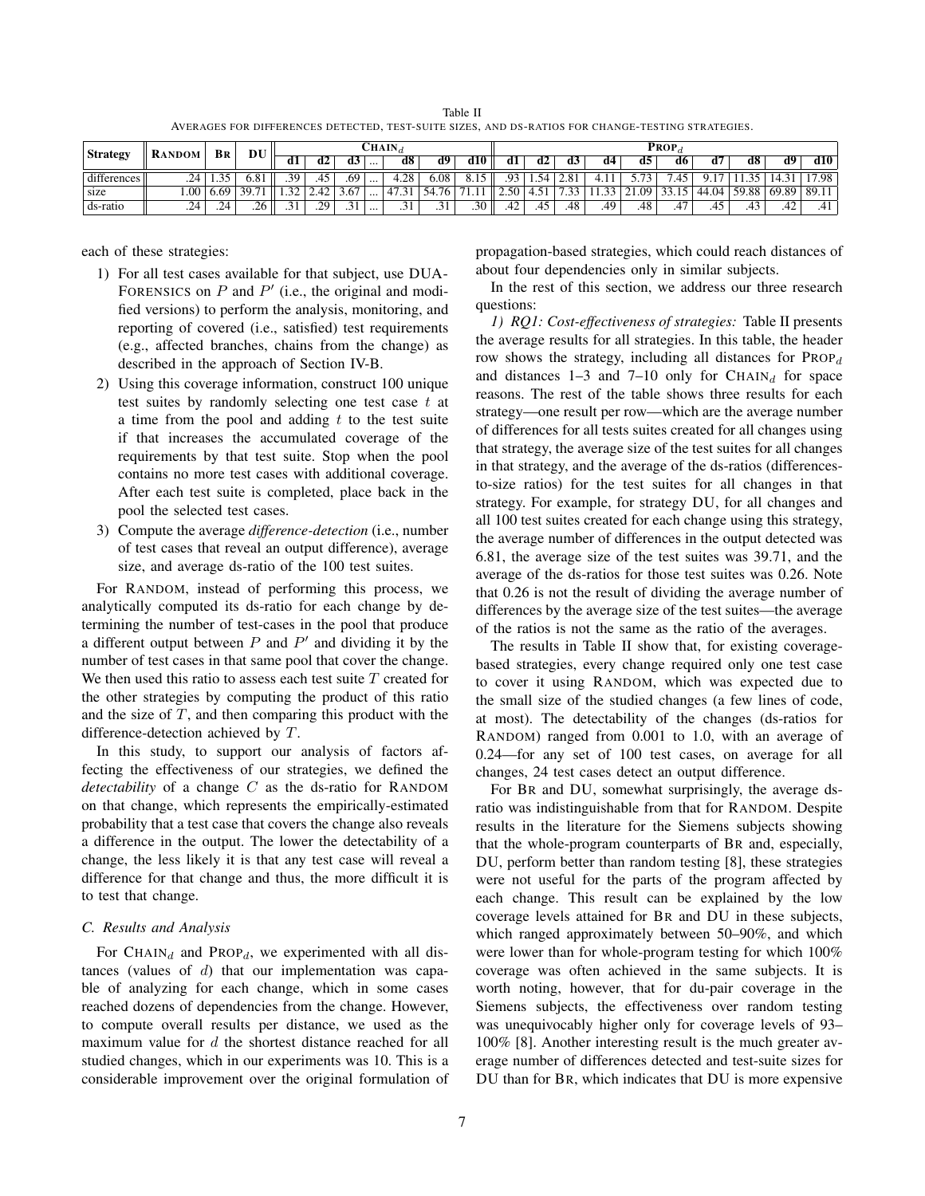Table II
AVERAGES FOR DIFFERENCES DETECTED, TEST-SUITE SIZES, AND DS-RATIOS FOR CHANGE-TESTING STRATEGIES.

| Strategy | RANDOM | BR | DU | $\text{CHAIN}_d$ | | | | | | | $\text{PROP}_d$ | | | | | | | | | |
|---|---|---|---|---|---|---|---|---|---|---|---|---|---|---|---|---|---|---|---|---|
| | | | | d1 | d2 | d3 | ... | d8 | d9 | d10 | d1 | d2 | d3 | d4 | d5 | d6 | d7 | d8 | d9 | d10 |
| differences | .24 | 1.35 | 6.81 | .39 | .45 | .69 | ... | 4.28 | 6.08 | 8.15 | .93 | 1.54 | 2.81 | 4.11 | 5.73 | 7.45 | 9.17 | 11.35 | 14.31 | 17.98 |
| size | 1.00 | 6.69 | 39.71 | 1.32 | 2.42 | 3.67 | ... | 47.31 | 54.76 | 71.11 | 2.50 | 4.51 | 7.33 | 11.33 | 21.09 | 33.15 | 44.04 | 59.88 | 69.89 | 89.11 |
| ds-ratio | .24 | .24 | .26 | .31 | .29 | .31 | ... | .31 | .31 | .30 | .42 | .45 | .48 | .49 | .48 | .47 | .45 | .43 | .42 | .41 |

each of these strategies:

1) For all test cases available for that subject, use DUA-FORENSICS on $P$ and $P'$ (i.e., the original and modified versions) to perform the analysis, monitoring, and reporting of covered (i.e., satisfied) test requirements (e.g., affected branches, chains from the change) as described in the approach of Section IV-B.
2) Using this coverage information, construct 100 unique test suites by randomly selecting one test case $t$ at a time from the pool and adding $t$ to the test suite if that increases the accumulated coverage of the requirements by that test suite. Stop when the pool contains no more test cases with additional coverage. After each test suite is completed, place back in the pool the selected test cases.
3) Compute the average *difference-detection* (i.e., number of test cases that reveal an output difference), average size, and average ds-ratio of the 100 test suites.

For RANDOM, instead of performing this process, we analytically computed its ds-ratio for each change by determining the number of test-cases in the pool that produce a different output between $P$ and $P'$ and dividing it by the number of test cases in that same pool that cover the change. We then used this ratio to assess each test suite $T$ created for the other strategies by computing the product of this ratio and the size of $T$, and then comparing this product with the difference-detection achieved by $T$.

In this study, to support our analysis of factors affecting the effectiveness of our strategies, we defined the *detectability* of a change $C$ as the ds-ratio for RANDOM on that change, which represents the empirically-estimated probability that a test case that covers the change also reveals a difference in the output. The lower the detectability of a change, the less likely it is that any test case will reveal a difference for that change and thus, the more difficult it is to test that change.

### C. Results and Analysis

For $\text{CHAIN}_d$ and $\text{PROP}_d$, we experimented with all distances (values of $d$) that our implementation was capable of analyzing for each change, which in some cases reached dozens of dependencies from the change. However, to compute overall results per distance, we used as the maximum value for $d$ the shortest distance reached for all studied changes, which in our experiments was 10. This is a considerable improvement over the original formulation of propagation-based strategies, which could reach distances of about four dependencies only in similar subjects.

In the rest of this section, we address our three research questions:

*1) RQ1: Cost-effectiveness of strategies:* Table II presents the average results for all strategies. In this table, the header row shows the strategy, including all distances for $\text{PROP}_d$ and distances 1–3 and 7–10 only for $\text{CHAIN}_d$ for space reasons. The rest of the table shows three results for each strategy—one result per row—which are the average number of differences for all tests suites created for all changes using that strategy, the average size of the test suites for all changes in that strategy, and the average of the ds-ratios (differences-to-size ratios) for the test suites for all changes in that strategy. For example, for strategy DU, for all changes and all 100 test suites created for each change using this strategy, the average number of differences in the output detected was 6.81, the average size of the test suites was 39.71, and the average of the ds-ratios for those test suites was 0.26. Note that 0.26 is not the result of dividing the average number of differences by the average size of the test suites—the average of the ratios is not the same as the ratio of the averages.

The results in Table II show that, for existing coverage-based strategies, every change required only one test case to cover it using RANDOM, which was expected due to the small size of the studied changes (a few lines of code, at most). The detectability of the changes (ds-ratios for RANDOM) ranged from 0.001 to 1.0, with an average of 0.24—for any set of 100 test cases, on average for all changes, 24 test cases detect an output difference.

For BR and DU, somewhat surprisingly, the average ds-ratio was indistinguishable from that for RANDOM. Despite results in the literature for the Siemens subjects showing that the whole-program counterparts of BR and, especially, DU, perform better than random testing [8], these strategies were not useful for the parts of the program affected by each change. This result can be explained by the low coverage levels attained for BR and DU in these subjects, which ranged approximately between 50–90%, and which were lower than for whole-program testing for which 100% coverage was often achieved in the same subjects. It is worth noting, however, that for du-pair coverage in the Siemens subjects, the effectiveness over random testing was unequivocably higher only for coverage levels of 93–100% [8]. Another interesting result is the much greater average number of differences detected and test-suite sizes for DU than for BR, which indicates that DU is more expensive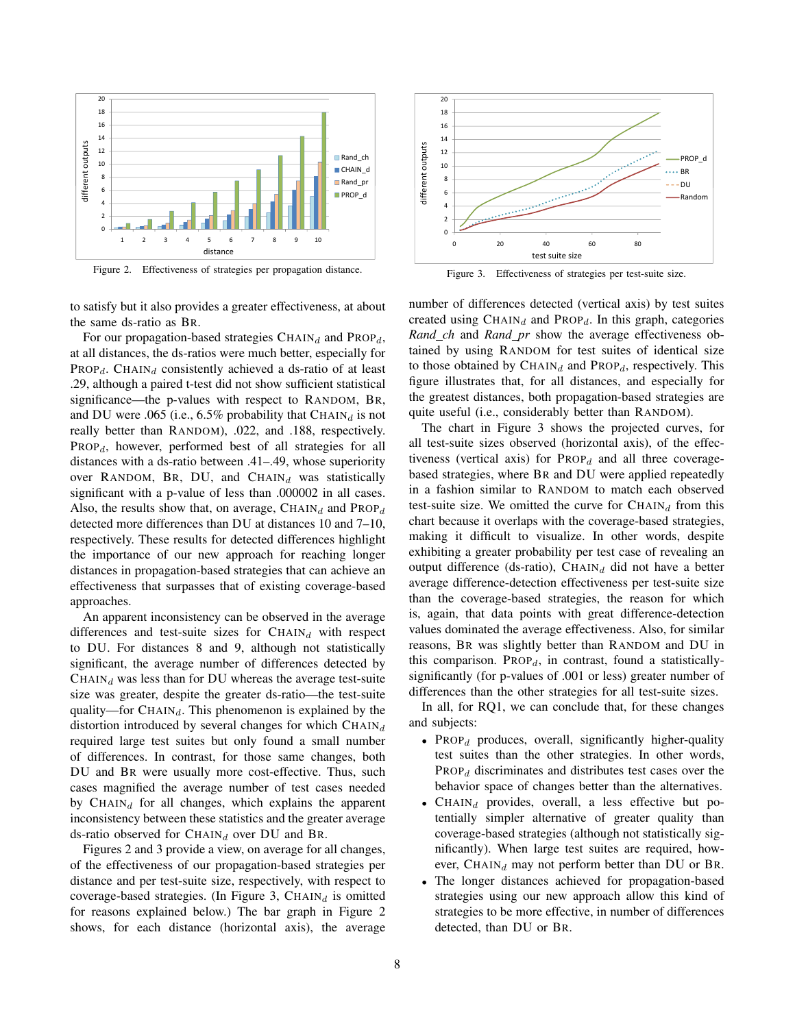Figure 2. Effectiveness of strategies per propagation distance.

Figure 3. Effectiveness of strategies per test-suite size.

to satisfy but it also provides a greater effectiveness, at about the same ds-ratio as BR.

For our propagation-based strategies CHAIN$_d$ and PROP$_d$, at all distances, the ds-ratios were much better, especially for PROP$_d$. CHAIN$_d$ consistently achieved a ds-ratio of at least .29, although a paired t-test did not show sufficient statistical significance—the p-values with respect to RANDOM, BR, and DU were .065 (i.e., 6.5% probability that CHAIN$_d$ is not really better than RANDOM), .022, and .188, respectively. PROP$_d$, however, performed best of all strategies for all distances with a ds-ratio between .41–.49, whose superiority over RANDOM, BR, DU, and CHAIN$_d$ was statistically significant with a p-value of less than .000002 in all cases. Also, the results show that, on average, CHAIN$_d$ and PROP$_d$ detected more differences than DU at distances 10 and 7–10, respectively. These results for detected differences highlight the importance of our new approach for reaching longer distances in propagation-based strategies that can achieve an effectiveness that surpasses that of existing coverage-based approaches.

An apparent inconsistency can be observed in the average differences and test-suite sizes for CHAIN$_d$ with respect to DU. For distances 8 and 9, although not statistically significant, the average number of differences detected by CHAIN$_d$ was less than for DU whereas the average test-suite size was greater, despite the greater ds-ratio—the test-suite quality—for CHAIN$_d$. This phenomenon is explained by the distortion introduced by several changes for which CHAIN$_d$ required large test suites but only found a small number of differences. In contrast, for those same changes, both DU and BR were usually more cost-effective. Thus, such cases magnified the average number of test cases needed by CHAIN$_d$ for all changes, which explains the apparent inconsistency between these statistics and the greater average ds-ratio observed for CHAIN$_d$ over DU and BR.

Figures 2 and 3 provide a view, on average for all changes, of the effectiveness of our propagation-based strategies per distance and per test-suite size, respectively, with respect to coverage-based strategies. (In Figure 3, CHAIN$_d$ is omitted for reasons explained below.) The bar graph in Figure 2 shows, for each distance (horizontal axis), the average number of differences detected (vertical axis) by test suites created using CHAIN$_d$ and PROP$_d$. In this graph, categories *Rand_ch* and *Rand_pr* show the average effectiveness obtained by using RANDOM for test suites of identical size to those obtained by CHAIN$_d$ and PROP$_d$, respectively. This figure illustrates that, for all distances, and especially for the greatest distances, both propagation-based strategies are quite useful (i.e., considerably better than RANDOM).

The chart in Figure 3 shows the projected curves, for all test-suite sizes observed (horizontal axis), of the effectiveness (vertical axis) for PROP$_d$ and all three coverage-based strategies, where BR and DU were applied repeatedly in a fashion similar to RANDOM to match each observed test-suite size. We omitted the curve for CHAIN$_d$ from this chart because it overlaps with the coverage-based strategies, making it difficult to visualize. In other words, despite exhibiting a greater probability per test case of revealing an output difference (ds-ratio), CHAIN$_d$ did not have a better average difference-detection effectiveness per test-suite size than the coverage-based strategies, the reason for which is, again, that data points with great difference-detection values dominated the average effectiveness. Also, for similar reasons, BR was slightly better than RANDOM and DU in this comparison. PROP$_d$, in contrast, found a statistically-significantly (for p-values of .001 or less) greater number of differences than the other strategies for all test-suite sizes.

In all, for RQ1, we can conclude that, for these changes and subjects:

- PROP$_d$ produces, overall, significantly higher-quality test suites than the other strategies. In other words, PROP$_d$ discriminates and distributes test cases over the behavior space of changes better than the alternatives.
- CHAIN$_d$ provides, overall, a less effective but potentially simpler alternative of greater quality than coverage-based strategies (although not statistically significantly). When large test suites are required, however, CHAIN$_d$ may not perform better than DU or BR.
- The longer distances achieved for propagation-based strategies using our new approach allow this kind of strategies to be more effective, in number of differences detected, than DU or BR.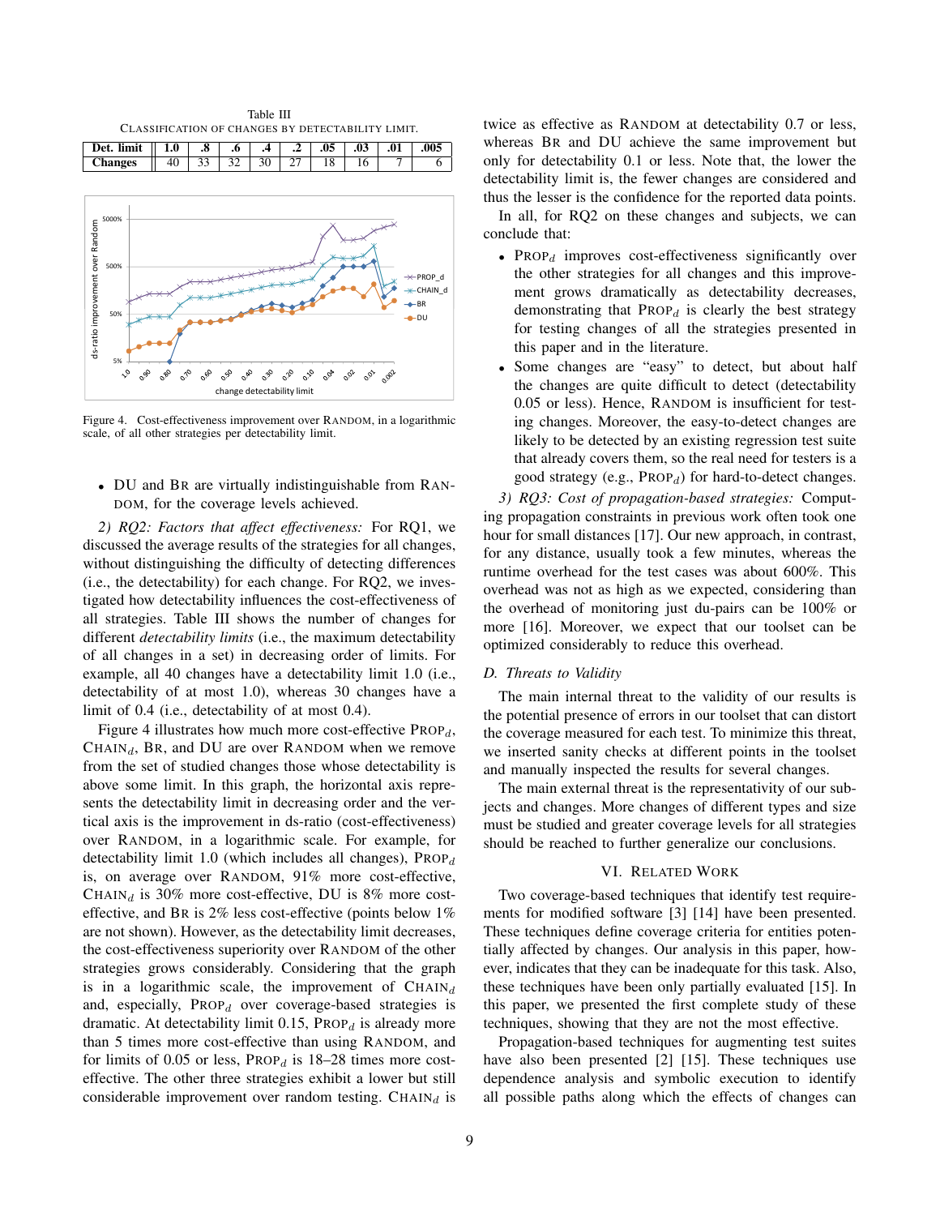Table III
Classification of changes by detectability limit.

| Det. limit | 1.0 | .8 | .6 | .4 | .2 | .05 | .03 | .01 | .005 |
|---|---|---|---|---|---|---|---|---|---|
| Changes | 40 | 33 | 32 | 30 | 27 | 18 | 16 | 7 | 6 |

Figure 4. Cost-effectiveness improvement over Random, in a logarithmic scale, of all other strategies per detectability limit.

- DU and Br are virtually indistinguishable from Random, for the coverage levels achieved.

*2) RQ2: Factors that affect effectiveness:* For RQ1, we discussed the average results of the strategies for all changes, without distinguishing the difficulty of detecting differences (i.e., the detectability) for each change. For RQ2, we investigated how detectability influences the cost-effectiveness of all strategies. Table III shows the number of changes for different *detectability limits* (i.e., the maximum detectability of all changes in a set) in decreasing order of limits. For example, all 40 changes have a detectability limit 1.0 (i.e., detectability of at most 1.0), whereas 30 changes have a limit of 0.4 (i.e., detectability of at most 0.4).

Figure 4 illustrates how much more cost-effective $\text{Prop}_d$, $\text{Chain}_d$, Br, and DU are over Random when we remove from the set of studied changes those whose detectability is above some limit. In this graph, the horizontal axis represents the detectability limit in decreasing order and the vertical axis is the improvement in ds-ratio (cost-effectiveness) over Random, in a logarithmic scale. For example, for detectability limit 1.0 (which includes all changes), $\text{Prop}_d$ is, on average over Random, 91% more cost-effective, $\text{Chain}_d$ is 30% more cost-effective, DU is 8% more cost-effective, and Br is 2% less cost-effective (points below 1% are not shown). However, as the detectability limit decreases, the cost-effectiveness superiority over Random of the other strategies grows considerably. Considering that the graph is in a logarithmic scale, the improvement of $\text{Chain}_d$ and, especially, $\text{Prop}_d$ over coverage-based strategies is dramatic. At detectability limit 0.15, $\text{Prop}_d$ is already more than 5 times more cost-effective than using Random, and for limits of 0.05 or less, $\text{Prop}_d$ is 18–28 times more cost-effective. The other three strategies exhibit a lower but still considerable improvement over random testing. $\text{Chain}_d$ is twice as effective as Random at detectability 0.7 or less, whereas Br and DU achieve the same improvement but only for detectability 0.1 or less. Note that, the lower the detectability limit is, the fewer changes are considered and thus the lesser is the confidence for the reported data points.

In all, for RQ2 on these changes and subjects, we can conclude that:

- $\text{Prop}_d$ improves cost-effectiveness significantly over the other strategies for all changes and this improvement grows dramatically as detectability decreases, demonstrating that $\text{Prop}_d$ is clearly the best strategy for testing changes of all the strategies presented in this paper and in the literature.
- Some changes are "easy" to detect, but about half the changes are quite difficult to detect (detectability 0.05 or less). Hence, Random is insufficient for testing changes. Moreover, the easy-to-detect changes are likely to be detected by an existing regression test suite that already covers them, so the real need for testers is a good strategy (e.g., $\text{Prop}_d$) for hard-to-detect changes.

*3) RQ3: Cost of propagation-based strategies:* Computing propagation constraints in previous work often took one hour for small distances [17]. Our new approach, in contrast, for any distance, usually took a few minutes, whereas the runtime overhead for the test cases was about 600%. This overhead was not as high as we expected, considering than the overhead of monitoring just du-pairs can be 100% or more [16]. Moreover, we expect that our toolset can be optimized considerably to reduce this overhead.

### D. Threats to Validity

The main internal threat to the validity of our results is the potential presence of errors in our toolset that can distort the coverage measured for each test. To minimize this threat, we inserted sanity checks at different points in the toolset and manually inspected the results for several changes.

The main external threat is the representativity of our subjects and changes. More changes of different types and size must be studied and greater coverage levels for all strategies should be reached to further generalize our conclusions.

## VI. Related Work

Two coverage-based techniques that identify test requirements for modified software [3] [14] have been presented. These techniques define coverage criteria for entities potentially affected by changes. Our analysis in this paper, however, indicates that they can be inadequate for this task. Also, these techniques have been only partially evaluated [15]. In this paper, we presented the first complete study of these techniques, showing that they are not the most effective.

Propagation-based techniques for augmenting test suites have also been presented [2] [15]. These techniques use dependence analysis and symbolic execution to identify all possible paths along which the effects of changes can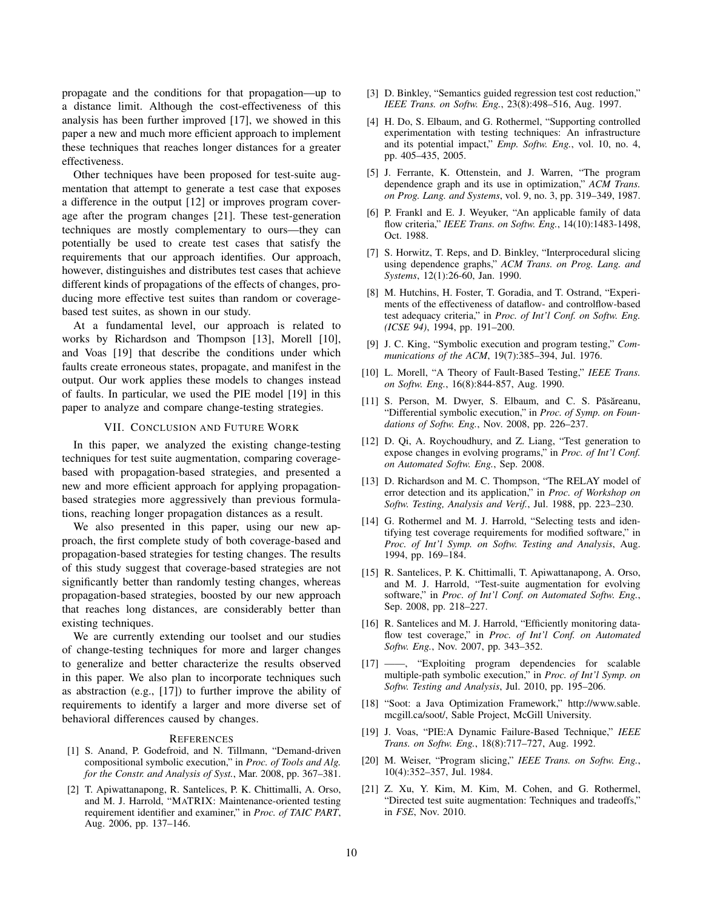propagate and the conditions for that propagation—up to a distance limit. Although the cost-effectiveness of this analysis has been further improved [17], we showed in this paper a new and much more efficient approach to implement these techniques that reaches longer distances for a greater effectiveness.

Other techniques have been proposed for test-suite augmentation that attempt to generate a test case that exposes a difference in the output [12] or improves program coverage after the program changes [21]. These test-generation techniques are mostly complementary to ours—they can potentially be used to create test cases that satisfy the requirements that our approach identifies. Our approach, however, distinguishes and distributes test cases that achieve different kinds of propagations of the effects of changes, producing more effective test suites than random or coverage-based test suites, as shown in our study.

At a fundamental level, our approach is related to works by Richardson and Thompson [13], Morell [10], and Voas [19] that describe the conditions under which faults create erroneous states, propagate, and manifest in the output. Our work applies these models to changes instead of faults. In particular, we used the PIE model [19] in this paper to analyze and compare change-testing strategies.

## VII. Conclusion and Future Work

In this paper, we analyzed the existing change-testing techniques for test suite augmentation, comparing coverage-based with propagation-based strategies, and presented a new and more efficient approach for applying propagation-based strategies more aggressively than previous formulations, reaching longer propagation distances as a result.

We also presented in this paper, using our new approach, the first complete study of both coverage-based and propagation-based strategies for testing changes. The results of this study suggest that coverage-based strategies are not significantly better than randomly testing changes, whereas propagation-based strategies, boosted by our new approach that reaches long distances, are considerably better than existing techniques.

We are currently extending our toolset and our studies of change-testing techniques for more and larger changes to generalize and better characterize the results observed in this paper. We also plan to incorporate techniques such as abstraction (e.g., [17]) to further improve the ability of requirements to identify a larger and more diverse set of behavioral differences caused by changes.

## References

[1] S. Anand, P. Godefroid, and N. Tillmann, "Demand-driven compositional symbolic execution," in *Proc. of Tools and Alg. for the Constr. and Analysis of Syst.*, Mar. 2008, pp. 367–381.

[2] T. Apiwattanapong, R. Santelices, P. K. Chittimalli, A. Orso, and M. J. Harrold, "MATRIX: Maintenance-oriented testing requirement identifier and examiner," in *Proc. of TAIC PART*, Aug. 2006, pp. 137–146.

[3] D. Binkley, "Semantics guided regression test cost reduction," *IEEE Trans. on Softw. Eng.*, 23(8):498–516, Aug. 1997.

[4] H. Do, S. Elbaum, and G. Rothermel, "Supporting controlled experimentation with testing techniques: An infrastructure and its potential impact," *Emp. Softw. Eng.*, vol. 10, no. 4, pp. 405–435, 2005.

[5] J. Ferrante, K. Ottenstein, and J. Warren, "The program dependence graph and its use in optimization," *ACM Trans. on Prog. Lang. and Systems*, vol. 9, no. 3, pp. 319–349, 1987.

[6] P. Frankl and E. J. Weyuker, "An applicable family of data flow criteria," *IEEE Trans. on Softw. Eng.*, 14(10):1483-1498, Oct. 1988.

[7] S. Horwitz, T. Reps, and D. Binkley, "Interprocedural slicing using dependence graphs," *ACM Trans. on Prog. Lang. and Systems*, 12(1):26-60, Jan. 1990.

[8] M. Hutchins, H. Foster, T. Goradia, and T. Ostrand, "Experiments of the effectiveness of dataflow- and controlflow-based test adequacy criteria," in *Proc. of Int'l Conf. on Softw. Eng. (ICSE 94)*, 1994, pp. 191–200.

[9] J. C. King, "Symbolic execution and program testing," *Communications of the ACM*, 19(7):385–394, Jul. 1976.

[10] L. Morell, "A Theory of Fault-Based Testing," *IEEE Trans. on Softw. Eng.*, 16(8):844-857, Aug. 1990.

[11] S. Person, M. Dwyer, S. Elbaum, and C. S. Păsăreanu, "Differential symbolic execution," in *Proc. of Symp. on Foundations of Softw. Eng.*, Nov. 2008, pp. 226–237.

[12] D. Qi, A. Roychoudhury, and Z. Liang, "Test generation to expose changes in evolving programs," in *Proc. of Int'l Conf. on Automated Softw. Eng.*, Sep. 2008.

[13] D. Richardson and M. C. Thompson, "The RELAY model of error detection and its application," in *Proc. of Workshop on Softw. Testing, Analysis and Verif.*, Jul. 1988, pp. 223–230.

[14] G. Rothermel and M. J. Harrold, "Selecting tests and identifying test coverage requirements for modified software," in *Proc. of Int'l Symp. on Softw. Testing and Analysis*, Aug. 1994, pp. 169–184.

[15] R. Santelices, P. K. Chittimalli, T. Apiwattanapong, A. Orso, and M. J. Harrold, "Test-suite augmentation for evolving software," in *Proc. of Int'l Conf. on Automated Softw. Eng.*, Sep. 2008, pp. 218–227.

[16] R. Santelices and M. J. Harrold, "Efficiently monitoring data-flow test coverage," in *Proc. of Int'l Conf. on Automated Softw. Eng.*, Nov. 2007, pp. 343–352.

[17] ——, "Exploiting program dependencies for scalable multiple-path symbolic execution," in *Proc. of Int'l Symp. on Softw. Testing and Analysis*, Jul. 2010, pp. 195–206.

[18] "Soot: a Java Optimization Framework," http://www.sable.mcgill.ca/soot/, Sable Project, McGill University.

[19] J. Voas, "PIE:A Dynamic Failure-Based Technique," *IEEE Trans. on Softw. Eng.*, 18(8):717–727, Aug. 1992.

[20] M. Weiser, "Program slicing," *IEEE Trans. on Softw. Eng.*, 10(4):352–357, Jul. 1984.

[21] Z. Xu, Y. Kim, M. Kim, M. Cohen, and G. Rothermel, "Directed test suite augmentation: Techniques and tradeoffs," in *FSE*, Nov. 2010.